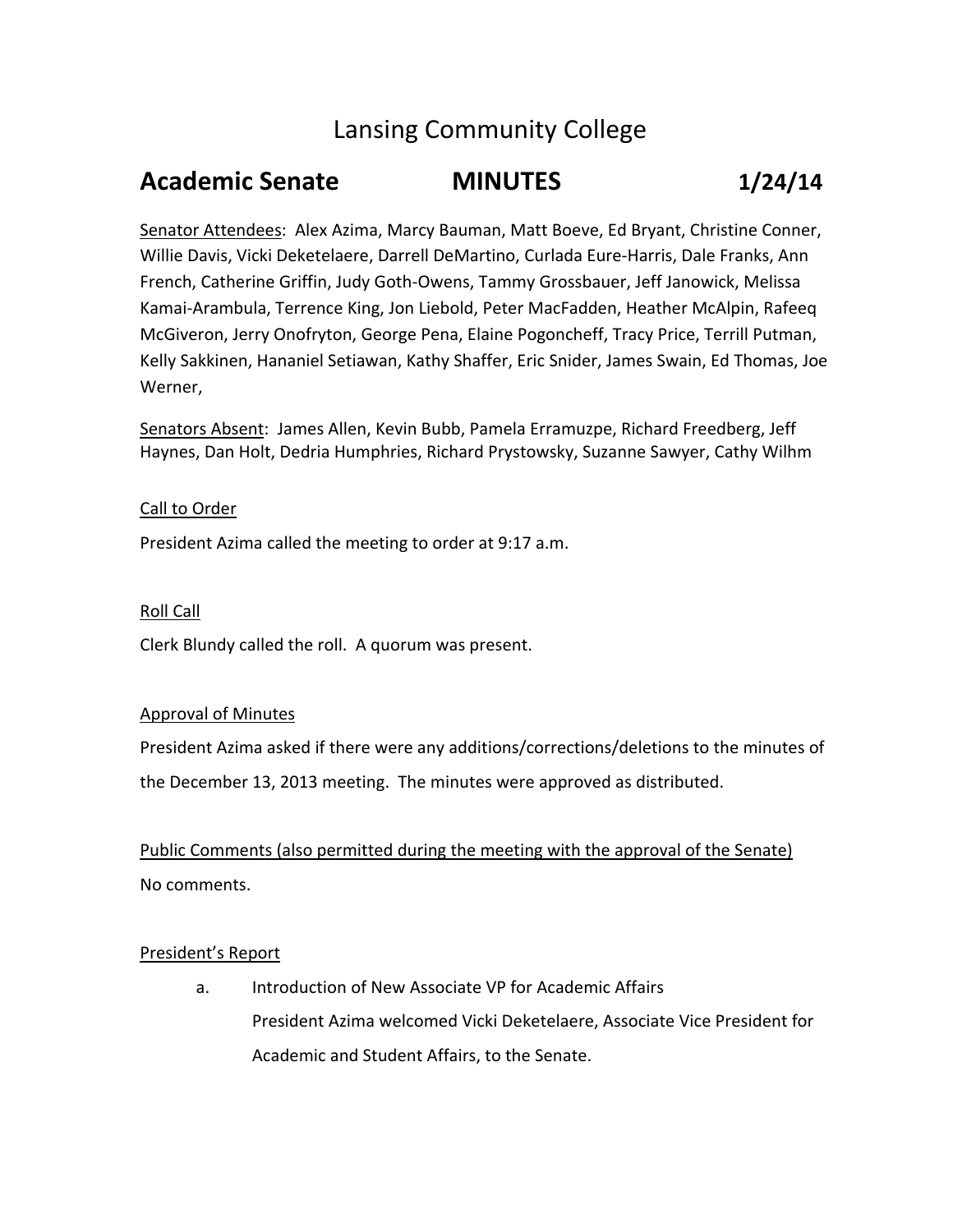# Lansing Community College

## Academic Senate MINUTES 1/24/14

Senator Attendees: Alex Azima, Marcy Bauman, Matt Boeve, Ed Bryant, Christine Conner, Willie Davis, Vicki Deketelaere, Darrell DeMartino, Curlada Eure-Harris, Dale Franks, Ann French, Catherine Griffin, Judy Goth-Owens, Tammy Grossbauer, Jeff Janowick, Melissa Kamai-Arambula, Terrence King, Jon Liebold, Peter MacFadden, Heather McAlpin, Rafeeq McGiveron, Jerry Onofryton, George Pena, Elaine Pogoncheff, Tracy Price, Terrill Putman, Kelly Sakkinen, Hananiel Setiawan, Kathy Shaffer, Eric Snider, James Swain, Ed Thomas, Joe Werner,

Senators Absent: James Allen, Kevin Bubb, Pamela Erramuzpe, Richard Freedberg, Jeff Haynes, Dan Holt, Dedria Humphries, Richard Prystowsky, Suzanne Sawyer, Cathy Wilhm

Call to Order

President Azima called the meeting to order at 9:17 a.m.

Roll Call

Clerk Blundy called the roll. A quorum was present.

Approval of Minutes

President Azima asked if there were any additions/corrections/deletions to the minutes of the December 13, 2013 meeting. The minutes were approved as distributed.

Public Comments (also permitted during the meeting with the approval of the Senate)

No comments.

President's Report

a. Introduction of New Associate VP for Academic Affairs

   President Azima welcomed Vicki Deketelaere, Associate Vice President for Academic and Student Affairs, to the Senate.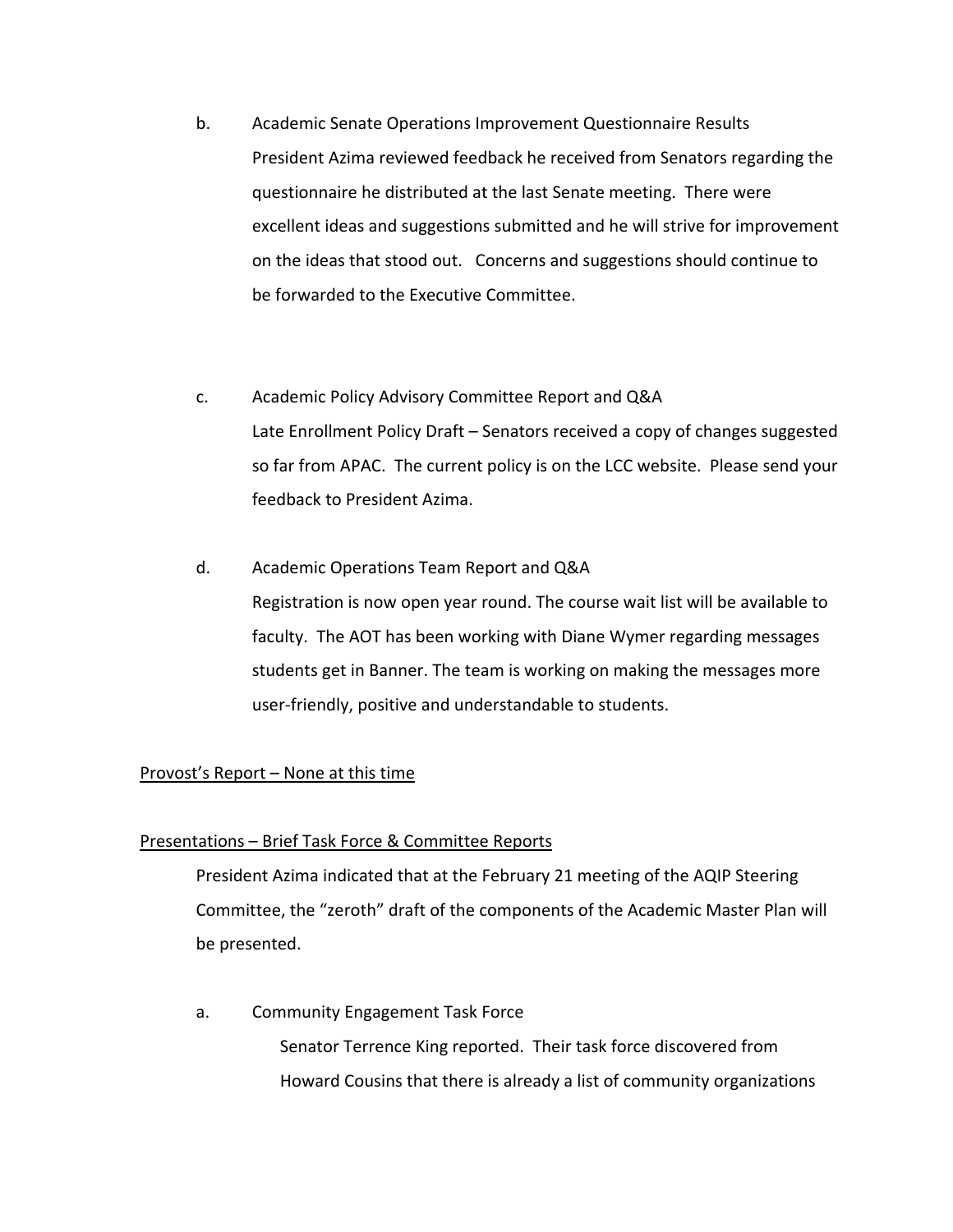b. Academic Senate Operations Improvement Questionnaire Results

President Azima reviewed feedback he received from Senators regarding the questionnaire he distributed at the last Senate meeting. There were excellent ideas and suggestions submitted and he will strive for improvement on the ideas that stood out. Concerns and suggestions should continue to be forwarded to the Executive Committee.

c. Academic Policy Advisory Committee Report and Q&A

Late Enrollment Policy Draft – Senators received a copy of changes suggested so far from APAC. The current policy is on the LCC website. Please send your feedback to President Azima.

d. Academic Operations Team Report and Q&A

Registration is now open year round. The course wait list will be available to faculty. The AOT has been working with Diane Wymer regarding messages students get in Banner. The team is working on making the messages more user-friendly, positive and understandable to students.

<u>Provost's Report – None at this time</u>

<u>Presentations – Brief Task Force & Committee Reports</u>

President Azima indicated that at the February 21 meeting of the AQIP Steering Committee, the "zeroth" draft of the components of the Academic Master Plan will be presented.

a. Community Engagement Task Force

Senator Terrence King reported. Their task force discovered from Howard Cousins that there is already a list of community organizations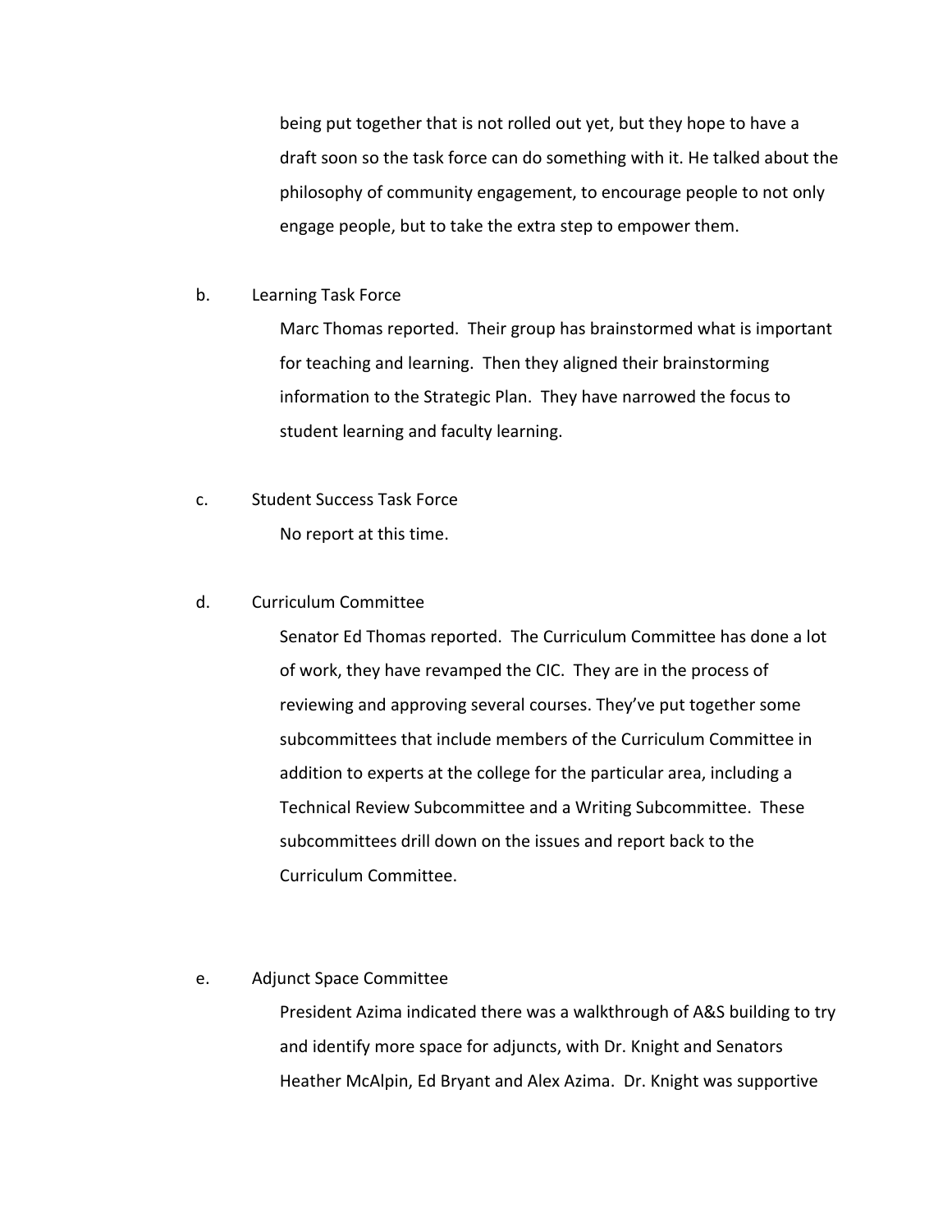being put together that is not rolled out yet, but they hope to have a draft soon so the task force can do something with it. He talked about the philosophy of community engagement, to encourage people to not only engage people, but to take the extra step to empower them.

b. Learning Task Force

Marc Thomas reported. Their group has brainstormed what is important for teaching and learning. Then they aligned their brainstorming information to the Strategic Plan. They have narrowed the focus to student learning and faculty learning.

c. Student Success Task Force

No report at this time.

d. Curriculum Committee

Senator Ed Thomas reported. The Curriculum Committee has done a lot of work, they have revamped the CIC. They are in the process of reviewing and approving several courses. They've put together some subcommittees that include members of the Curriculum Committee in addition to experts at the college for the particular area, including a Technical Review Subcommittee and a Writing Subcommittee. These subcommittees drill down on the issues and report back to the Curriculum Committee.

e. Adjunct Space Committee

President Azima indicated there was a walkthrough of A&S building to try and identify more space for adjuncts, with Dr. Knight and Senators Heather McAlpin, Ed Bryant and Alex Azima. Dr. Knight was supportive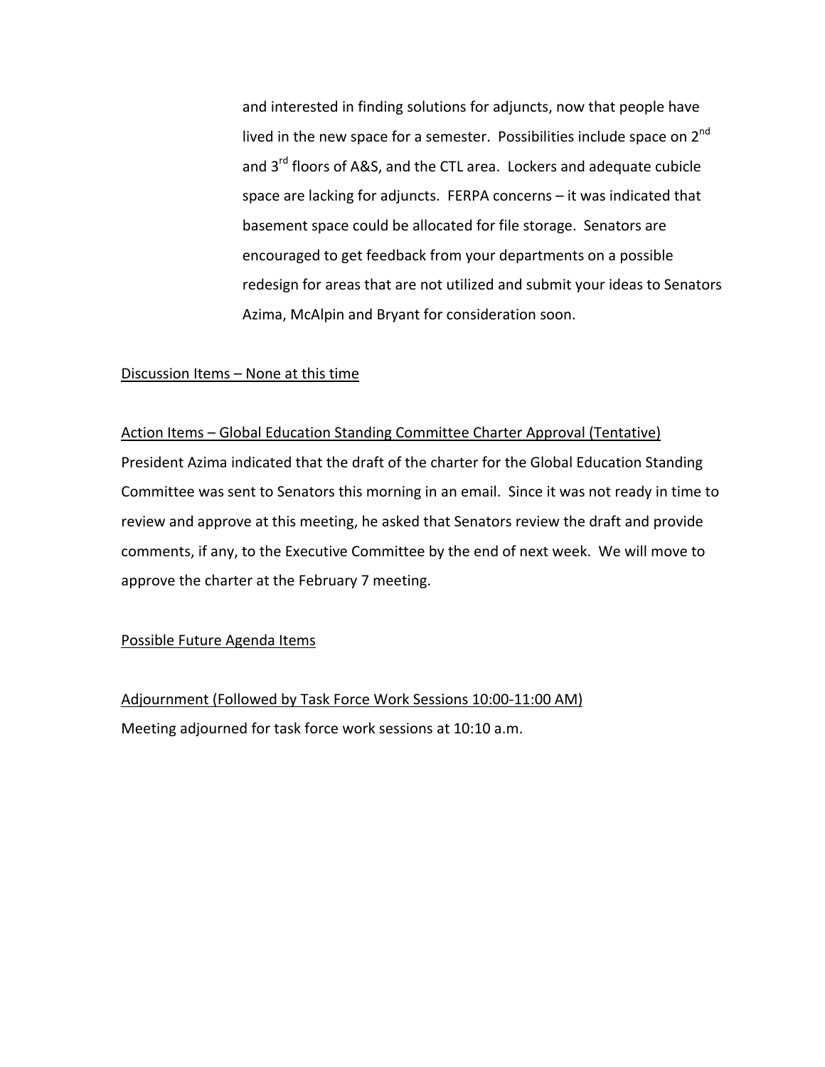and interested in finding solutions for adjuncts, now that people have lived in the new space for a semester. Possibilities include space on 2nd and 3rd floors of A&S, and the CTL area. Lockers and adequate cubicle space are lacking for adjuncts. FERPA concerns – it was indicated that basement space could be allocated for file storage. Senators are encouraged to get feedback from your departments on a possible redesign for areas that are not utilized and submit your ideas to Senators Azima, McAlpin and Bryant for consideration soon.

<u>Discussion Items – None at this time</u>

<u>Action Items – Global Education Standing Committee Charter Approval (Tentative)</u>

President Azima indicated that the draft of the charter for the Global Education Standing Committee was sent to Senators this morning in an email. Since it was not ready in time to review and approve at this meeting, he asked that Senators review the draft and provide comments, if any, to the Executive Committee by the end of next week. We will move to approve the charter at the February 7 meeting.

<u>Possible Future Agenda Items</u>

<u>Adjournment (Followed by Task Force Work Sessions 10:00-11:00 AM)</u>

Meeting adjourned for task force work sessions at 10:10 a.m.